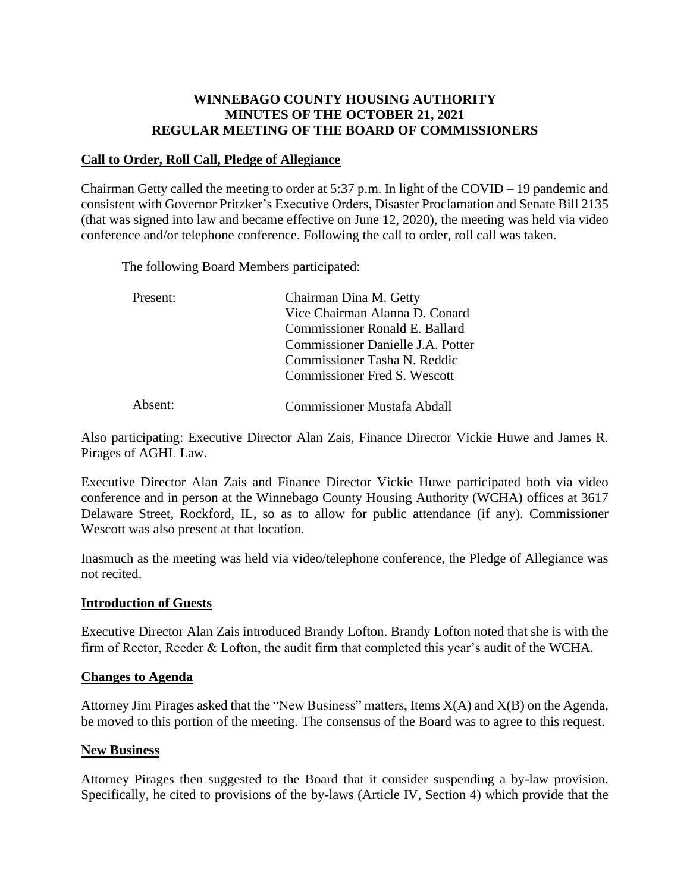**WINNEBAGO COUNTY HOUSING AUTHORITY**
**MINUTES OF THE OCTOBER 21, 2021**
**REGULAR MEETING OF THE BOARD OF COMMISSIONERS**

**Call to Order, Roll Call, Pledge of Allegiance**

Chairman Getty called the meeting to order at 5:37 p.m. In light of the COVID – 19 pandemic and consistent with Governor Pritzker's Executive Orders, Disaster Proclamation and Senate Bill 2135 (that was signed into law and became effective on June 12, 2020), the meeting was held via video conference and/or telephone conference. Following the call to order, roll call was taken.

The following Board Members participated:

| | |
|---|---|
| Present: | Chairman Dina M. Getty<br>Vice Chairman Alanna D. Conard<br>Commissioner Ronald E. Ballard<br>Commissioner Danielle J.A. Potter<br>Commissioner Tasha N. Reddic<br>Commissioner Fred S. Wescott |
| Absent: | Commissioner Mustafa Abdall |

Also participating: Executive Director Alan Zais, Finance Director Vickie Huwe and James R. Pirages of AGHL Law.

Executive Director Alan Zais and Finance Director Vickie Huwe participated both via video conference and in person at the Winnebago County Housing Authority (WCHA) offices at 3617 Delaware Street, Rockford, IL, so as to allow for public attendance (if any). Commissioner Wescott was also present at that location.

Inasmuch as the meeting was held via video/telephone conference, the Pledge of Allegiance was not recited.

**Introduction of Guests**

Executive Director Alan Zais introduced Brandy Lofton. Brandy Lofton noted that she is with the firm of Rector, Reeder & Lofton, the audit firm that completed this year's audit of the WCHA.

**Changes to Agenda**

Attorney Jim Pirages asked that the "New Business" matters, Items X(A) and X(B) on the Agenda, be moved to this portion of the meeting. The consensus of the Board was to agree to this request.

**New Business**

Attorney Pirages then suggested to the Board that it consider suspending a by-law provision. Specifically, he cited to provisions of the by-laws (Article IV, Section 4) which provide that the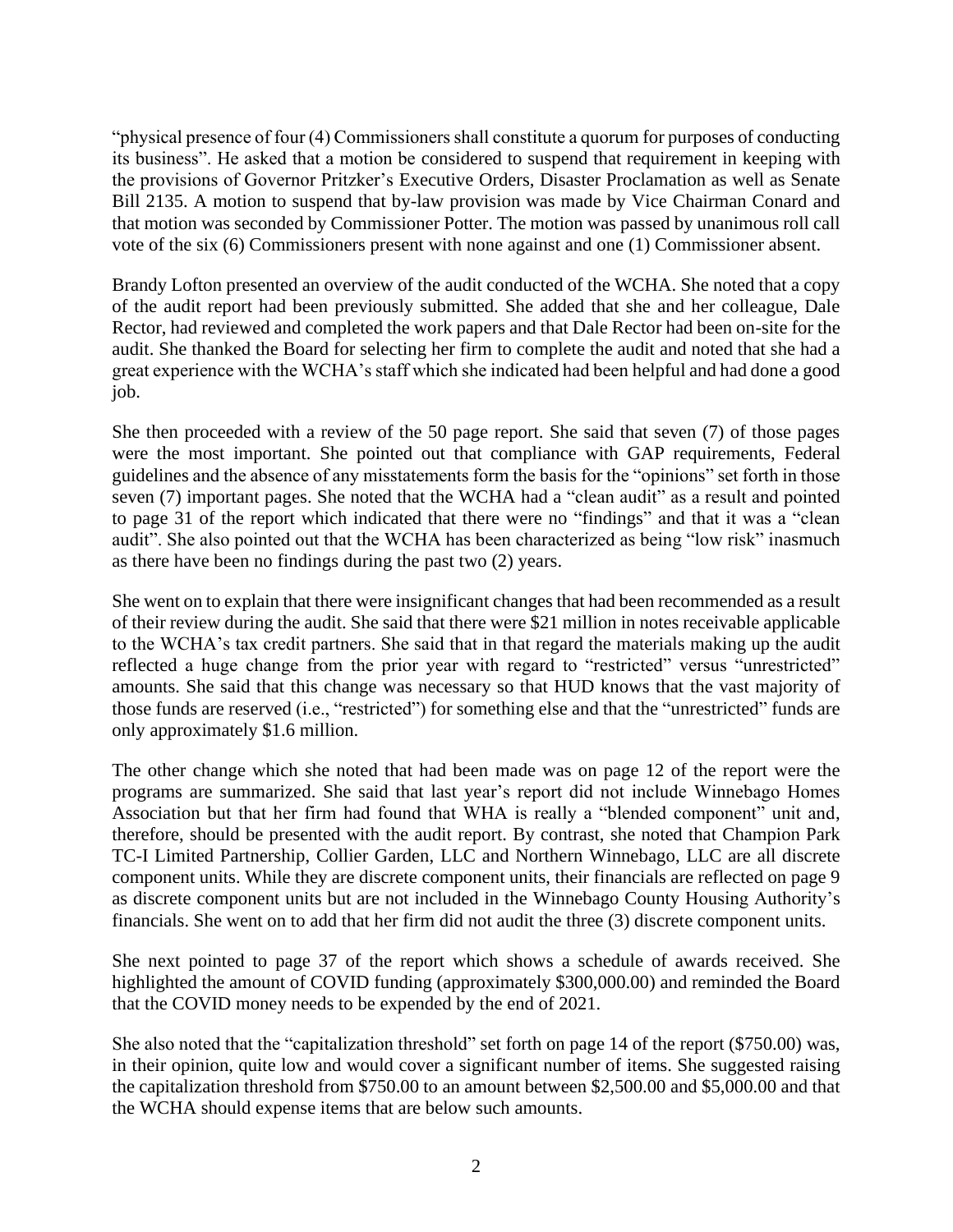"physical presence of four (4) Commissioners shall constitute a quorum for purposes of conducting its business". He asked that a motion be considered to suspend that requirement in keeping with the provisions of Governor Pritzker's Executive Orders, Disaster Proclamation as well as Senate Bill 2135. A motion to suspend that by-law provision was made by Vice Chairman Conard and that motion was seconded by Commissioner Potter. The motion was passed by unanimous roll call vote of the six (6) Commissioners present with none against and one (1) Commissioner absent.

Brandy Lofton presented an overview of the audit conducted of the WCHA. She noted that a copy of the audit report had been previously submitted. She added that she and her colleague, Dale Rector, had reviewed and completed the work papers and that Dale Rector had been on-site for the audit. She thanked the Board for selecting her firm to complete the audit and noted that she had a great experience with the WCHA's staff which she indicated had been helpful and had done a good job.

She then proceeded with a review of the 50 page report. She said that seven (7) of those pages were the most important. She pointed out that compliance with GAP requirements, Federal guidelines and the absence of any misstatements form the basis for the "opinions" set forth in those seven (7) important pages. She noted that the WCHA had a "clean audit" as a result and pointed to page 31 of the report which indicated that there were no "findings" and that it was a "clean audit". She also pointed out that the WCHA has been characterized as being "low risk" inasmuch as there have been no findings during the past two (2) years.

She went on to explain that there were insignificant changes that had been recommended as a result of their review during the audit. She said that there were $21 million in notes receivable applicable to the WCHA's tax credit partners. She said that in that regard the materials making up the audit reflected a huge change from the prior year with regard to "restricted" versus "unrestricted" amounts. She said that this change was necessary so that HUD knows that the vast majority of those funds are reserved (i.e., "restricted") for something else and that the "unrestricted" funds are only approximately $1.6 million.

The other change which she noted that had been made was on page 12 of the report were the programs are summarized. She said that last year's report did not include Winnebago Homes Association but that her firm had found that WHA is really a "blended component" unit and, therefore, should be presented with the audit report. By contrast, she noted that Champion Park TC-I Limited Partnership, Collier Garden, LLC and Northern Winnebago, LLC are all discrete component units. While they are discrete component units, their financials are reflected on page 9 as discrete component units but are not included in the Winnebago County Housing Authority's financials. She went on to add that her firm did not audit the three (3) discrete component units.

She next pointed to page 37 of the report which shows a schedule of awards received. She highlighted the amount of COVID funding (approximately $300,000.00) and reminded the Board that the COVID money needs to be expended by the end of 2021.

She also noted that the "capitalization threshold" set forth on page 14 of the report ($750.00) was, in their opinion, quite low and would cover a significant number of items. She suggested raising the capitalization threshold from $750.00 to an amount between $2,500.00 and $5,000.00 and that the WCHA should expense items that are below such amounts.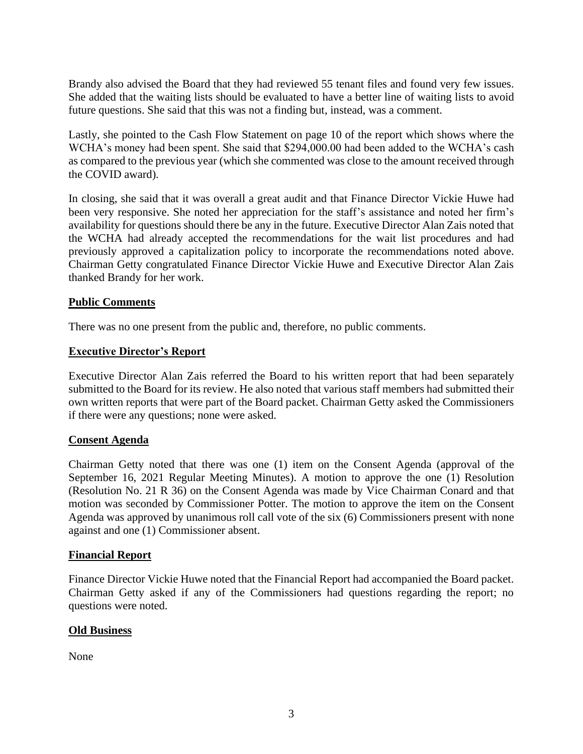Brandy also advised the Board that they had reviewed 55 tenant files and found very few issues. She added that the waiting lists should be evaluated to have a better line of waiting lists to avoid future questions. She said that this was not a finding but, instead, was a comment.

Lastly, she pointed to the Cash Flow Statement on page 10 of the report which shows where the WCHA's money had been spent. She said that $294,000.00 had been added to the WCHA's cash as compared to the previous year (which she commented was close to the amount received through the COVID award).

In closing, she said that it was overall a great audit and that Finance Director Vickie Huwe had been very responsive. She noted her appreciation for the staff's assistance and noted her firm's availability for questions should there be any in the future. Executive Director Alan Zais noted that the WCHA had already accepted the recommendations for the wait list procedures and had previously approved a capitalization policy to incorporate the recommendations noted above. Chairman Getty congratulated Finance Director Vickie Huwe and Executive Director Alan Zais thanked Brandy for her work.

## Public Comments

There was no one present from the public and, therefore, no public comments.

## Executive Director's Report

Executive Director Alan Zais referred the Board to his written report that had been separately submitted to the Board for its review. He also noted that various staff members had submitted their own written reports that were part of the Board packet. Chairman Getty asked the Commissioners if there were any questions; none were asked.

## Consent Agenda

Chairman Getty noted that there was one (1) item on the Consent Agenda (approval of the September 16, 2021 Regular Meeting Minutes). A motion to approve the one (1) Resolution (Resolution No. 21 R 36) on the Consent Agenda was made by Vice Chairman Conard and that motion was seconded by Commissioner Potter. The motion to approve the item on the Consent Agenda was approved by unanimous roll call vote of the six (6) Commissioners present with none against and one (1) Commissioner absent.

## Financial Report

Finance Director Vickie Huwe noted that the Financial Report had accompanied the Board packet. Chairman Getty asked if any of the Commissioners had questions regarding the report; no questions were noted.

## Old Business

None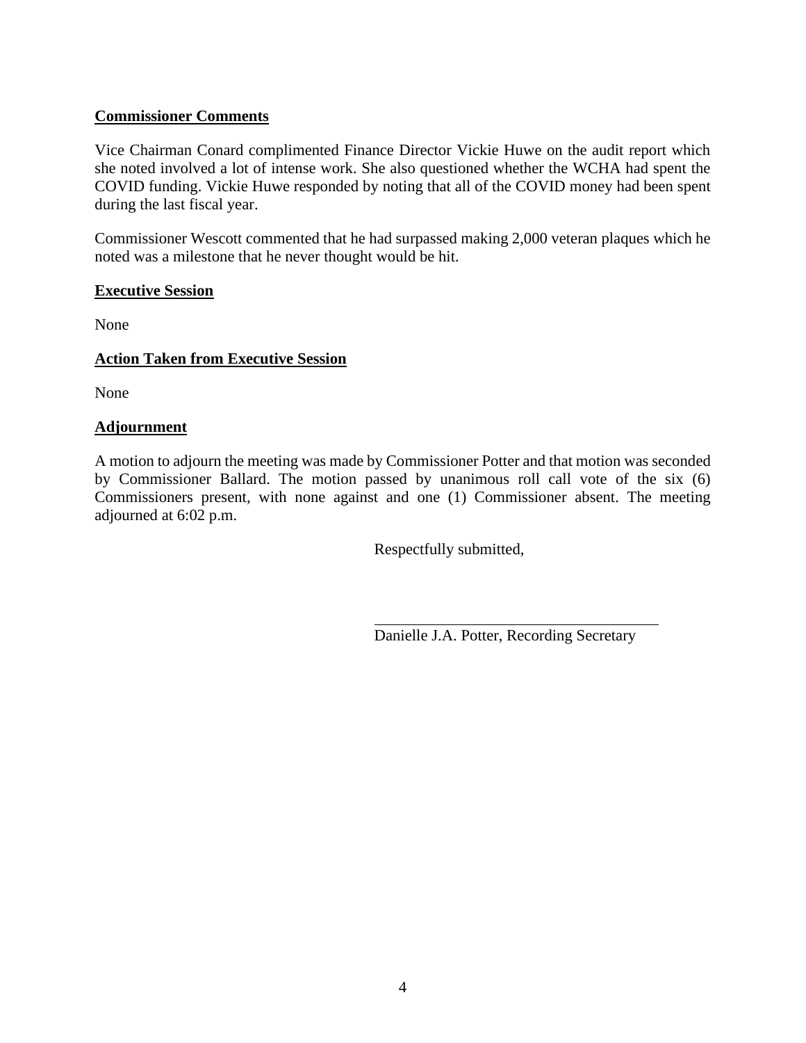**Commissioner Comments**

Vice Chairman Conard complimented Finance Director Vickie Huwe on the audit report which she noted involved a lot of intense work. She also questioned whether the WCHA had spent the COVID funding. Vickie Huwe responded by noting that all of the COVID money had been spent during the last fiscal year.

Commissioner Wescott commented that he had surpassed making 2,000 veteran plaques which he noted was a milestone that he never thought would be hit.

**Executive Session**

None

**Action Taken from Executive Session**

None

**Adjournment**

A motion to adjourn the meeting was made by Commissioner Potter and that motion was seconded by Commissioner Ballard. The motion passed by unanimous roll call vote of the six (6) Commissioners present, with none against and one (1) Commissioner absent. The meeting adjourned at 6:02 p.m.

Respectfully submitted,

\_\_\_\_\_\_\_\_\_\_\_\_\_\_\_\_\_\_\_\_\_\_\_\_\_\_\_\_\_\_\_\_\_\_\_\_

Danielle J.A. Potter, Recording Secretary